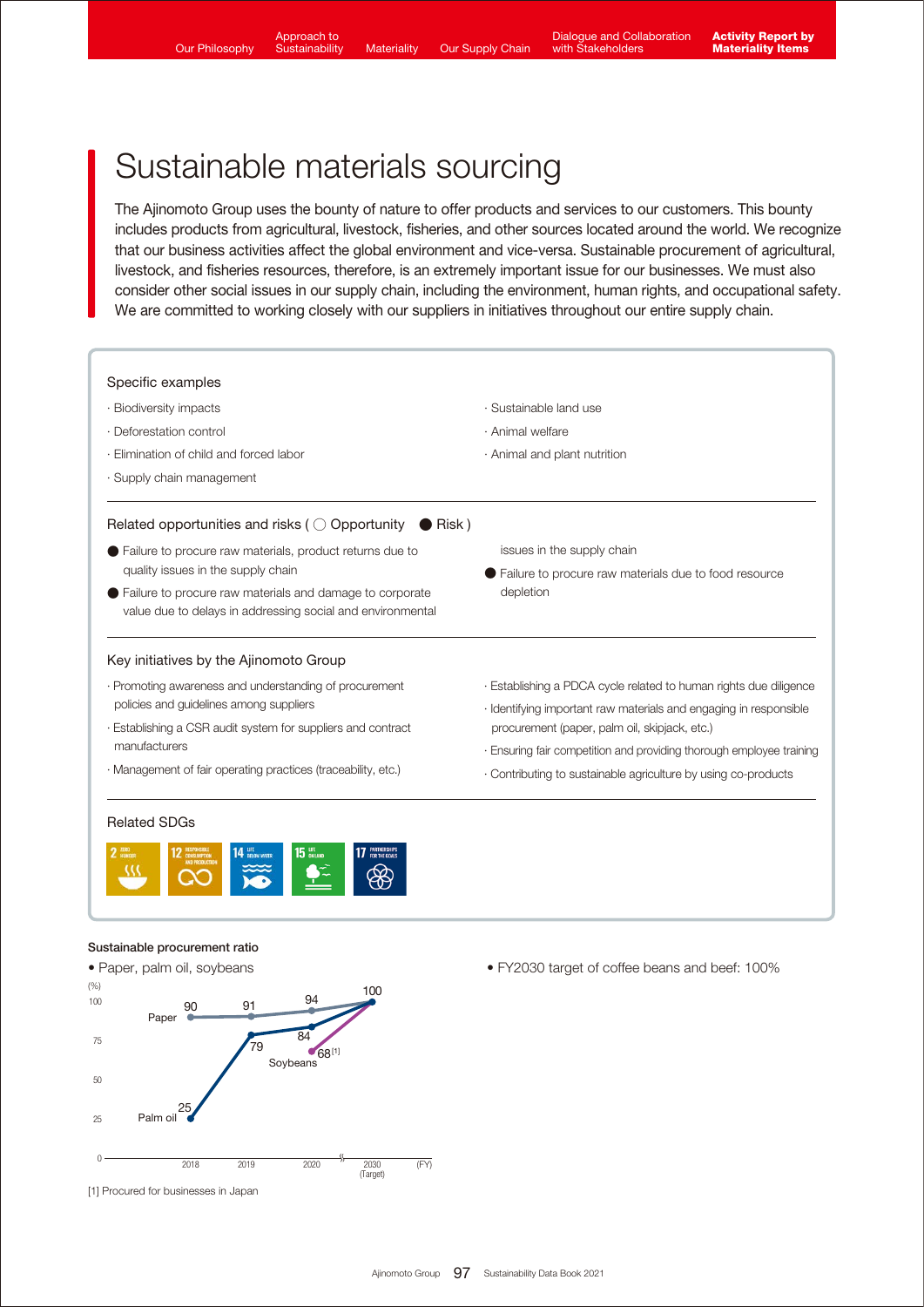# Sustainable materials sourcing

The Ajinomoto Group uses the bounty of nature to offer products and services to our customers. This bounty includes products from agricultural, livestock, fisheries, and other sources located around the world. We recognize that our business activities affect the global environment and vice-versa. Sustainable procurement of agricultural, livestock, and fisheries resources, therefore, is an extremely important issue for our businesses. We must also consider other social issues in our supply chain, including the environment, human rights, and occupational safety. We are committed to working closely with our suppliers in initiatives throughout our entire supply chain.

### Specific examples

- Biodiversity impacts
- Deforestation control
- Elimination of child and forced labor
- Supply chain management
- Sustainable land use
- Animal welfare
- Animal and plant nutrition

### Related opportunities and risks ( ○ Opportunity ● Risk )

- ● Failure to procure raw materials, product returns due to quality issues in the supply chain
- ● Failure to procure raw materials and damage to corporate value due to delays in addressing social and environmental issues in the supply chain
- ● Failure to procure raw materials due to food resource depletion

### Key initiatives by the Ajinomoto Group

- Promoting awareness and understanding of procurement policies and guidelines among suppliers
- Establishing a CSR audit system for suppliers and contract manufacturers
- Management of fair operating practices (traceability, etc.)
- Establishing a PDCA cycle related to human rights due diligence
- Identifying important raw materials and engaging in responsible procurement (paper, palm oil, skipjack, etc.)
- Ensuring fair competition and providing thorough employee training
- Contributing to sustainable agriculture by using co-products

### Related SDGs

2 ZERO HUNGER, 12 RESPONSIBLE CONSUMPTION AND PRODUCTION, 14 LIFE BELOW WATER, 15 LIFE ON LAND, 17 PARTNERSHIPS FOR THE GOALS

**Sustainable procurement ratio**

- Paper, palm oil, soybeans

| (%) | 2018 | 2019 | 2020 | 2030 (Target) |
|---|---|---|---|---|
| Paper | 90 | 91 | 94 | 100 |
| Palm oil | 25 | 79 | 84 | 100 |
| Soybeans | | | 68[1] | 100 |

[1] Procured for businesses in Japan

- FY2030 target of coffee beans and beef: 100%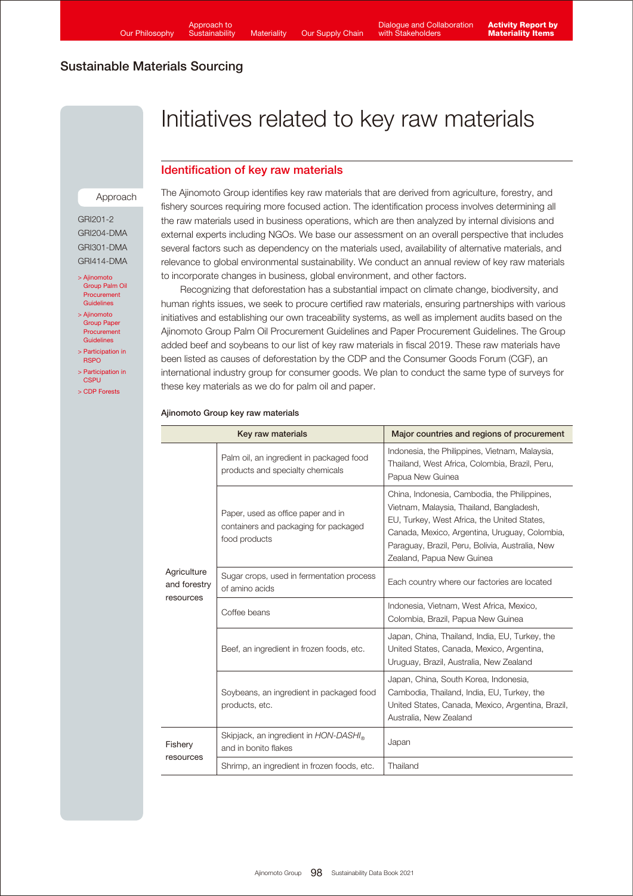## Sustainable Materials Sourcing

# Initiatives related to key raw materials

## Identification of key raw materials

Approach

GRI201-2
GRI204-DMA
GRI301-DMA
GRI414-DMA

- > Ajinomoto Group Palm Oil Procurement Guidelines
- > Ajinomoto Group Paper Procurement Guidelines
- > Participation in RSPO
- > Participation in CSPU
- > CDP Forests

The Ajinomoto Group identifies key raw materials that are derived from agriculture, forestry, and fishery sources requiring more focused action. The identification process involves determining all the raw materials used in business operations, which are then analyzed by internal divisions and external experts including NGOs. We base our assessment on an overall perspective that includes several factors such as dependency on the materials used, availability of alternative materials, and relevance to global environmental sustainability. We conduct an annual review of key raw materials to incorporate changes in business, global environment, and other factors.

Recognizing that deforestation has a substantial impact on climate change, biodiversity, and human rights issues, we seek to procure certified raw materials, ensuring partnerships with various initiatives and establishing our own traceability systems, as well as implement audits based on the Ajinomoto Group Palm Oil Procurement Guidelines and Paper Procurement Guidelines. The Group added beef and soybeans to our list of key raw materials in fiscal 2019. These raw materials have been listed as causes of deforestation by the CDP and the Consumer Goods Forum (CGF), an international industry group for consumer goods. We plan to conduct the same type of surveys for these key materials as we do for palm oil and paper.

#### Ajinomoto Group key raw materials

| Key raw materials | | Major countries and regions of procurement |
|---|---|---|
| Agriculture and forestry resources | Palm oil, an ingredient in packaged food products and specialty chemicals | Indonesia, the Philippines, Vietnam, Malaysia, Thailand, West Africa, Colombia, Brazil, Peru, Papua New Guinea |
| | Paper, used as office paper and in containers and packaging for packaged food products | China, Indonesia, Cambodia, the Philippines, Vietnam, Malaysia, Thailand, Bangladesh, EU, Turkey, West Africa, the United States, Canada, Mexico, Argentina, Uruguay, Colombia, Paraguay, Brazil, Peru, Bolivia, Australia, New Zealand, Papua New Guinea |
| | Sugar crops, used in fermentation process of amino acids | Each country where our factories are located |
| | Coffee beans | Indonesia, Vietnam, West Africa, Mexico, Colombia, Brazil, Papua New Guinea |
| | Beef, an ingredient in frozen foods, etc. | Japan, China, Thailand, India, EU, Turkey, the United States, Canada, Mexico, Argentina, Uruguay, Brazil, Australia, New Zealand |
| | Soybeans, an ingredient in packaged food products, etc. | Japan, China, South Korea, Indonesia, Cambodia, Thailand, India, EU, Turkey, the United States, Canada, Mexico, Argentina, Brazil, Australia, New Zealand |
| Fishery resources | Skipjack, an ingredient in *HON-DASHI®* and in bonito flakes | Japan |
| | Shrimp, an ingredient in frozen foods, etc. | Thailand |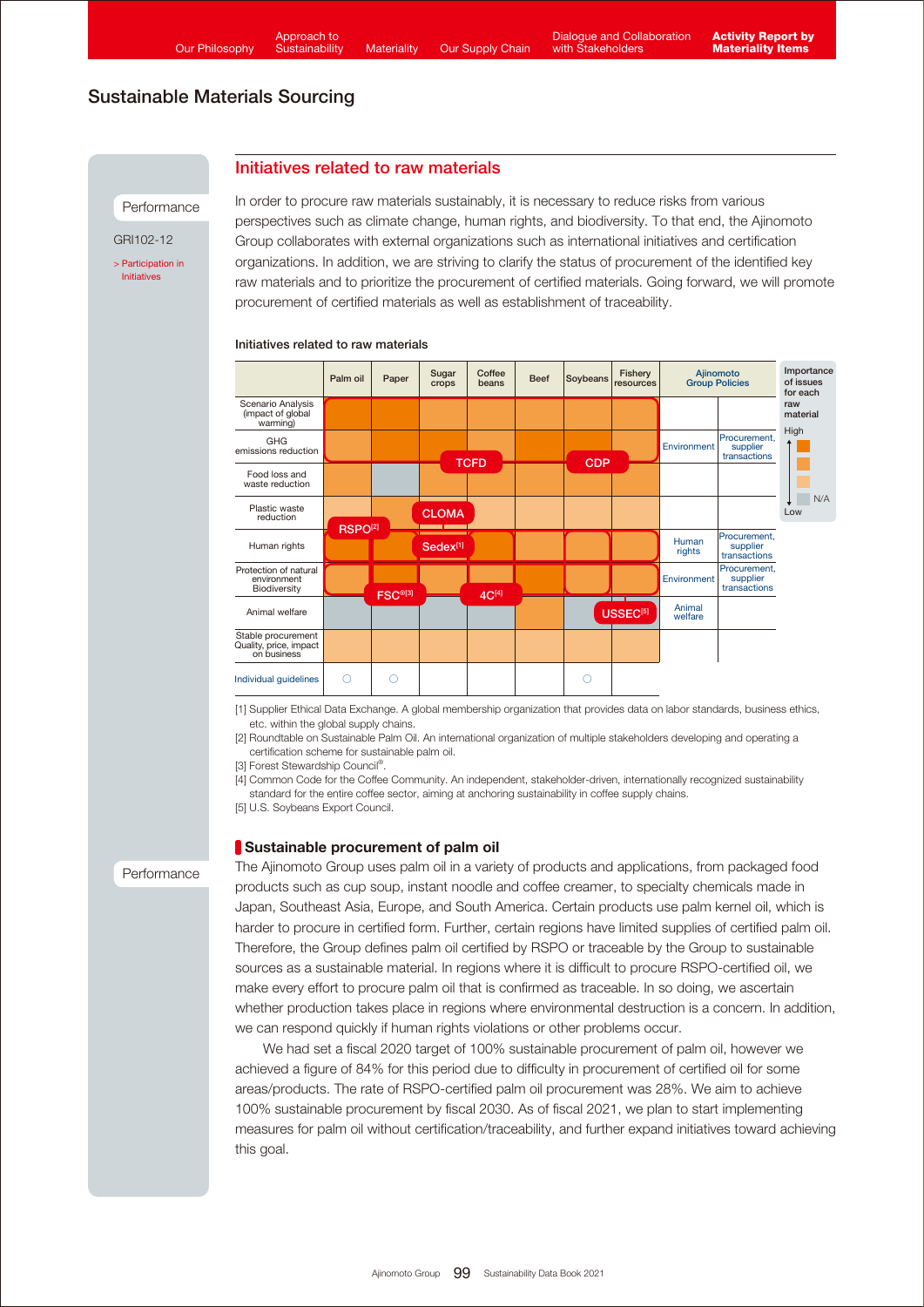## Sustainable Materials Sourcing

Performance

GRI102-12

> Participation in Initiatives

### Initiatives related to raw materials

In order to procure raw materials sustainably, it is necessary to reduce risks from various perspectives such as climate change, human rights, and biodiversity. To that end, the Ajinomoto Group collaborates with external organizations such as international initiatives and certification organizations. In addition, we are striving to clarify the status of procurement of the identified key raw materials and to prioritize the procurement of certified materials. Going forward, we will promote procurement of certified materials as well as establishment of traceability.

**Initiatives related to raw materials**

| | Palm oil | Paper | Sugar crops | Coffee beans | Beef | Soybeans | Fishery resources | Ajinomoto Group Policies | |
|---|---|---|---|---|---|---|---|---|---|
| Scenario Analysis (impact of global warming) | | | | | | | | | |
| GHG emissions reduction | | | | | | | | Environment | Procurement, supplier transactions |
| Food loss and waste reduction | | N/A | | | | | | | |
| Plastic waste reduction | | | | | | | | | |
| Human rights | | | | | | | | Human rights | Procurement, supplier transactions |
| Protection of natural environment Biodiversity | | | | | | | | Environment | Procurement, supplier transactions |
| Animal welfare | N/A | N/A | N/A | N/A | | N/A | N/A | Animal welfare | |
| Stable procurement Quality, price, impact on business | | | | | | | | | |
| Individual guidelines | ○ | ○ | | | | ○ | | | |

Initiatives shown across the chart: TCFD, CDP, CLOMA, RSPO[2], Sedex[1], FSC®[3], 4C[4], USSEC[5]

Importance of issues for each raw material: High → Low; N/A

[1] Supplier Ethical Data Exchange. A global membership organization that provides data on labor standards, business ethics, etc. within the global supply chains.

[2] Roundtable on Sustainable Palm Oil. An international organization of multiple stakeholders developing and operating a certification scheme for sustainable palm oil.

[3] Forest Stewardship Council®.

[4] Common Code for the Coffee Community. An independent, stakeholder-driven, internationally recognized sustainability standard for the entire coffee sector, aiming at anchoring sustainability in coffee supply chains.

[5] U.S. Soybeans Export Council.

Performance

#### Sustainable procurement of palm oil

The Ajinomoto Group uses palm oil in a variety of products and applications, from packaged food products such as cup soup, instant noodle and coffee creamer, to specialty chemicals made in Japan, Southeast Asia, Europe, and South America. Certain products use palm kernel oil, which is harder to procure in certified form. Further, certain regions have limited supplies of certified palm oil. Therefore, the Group defines palm oil certified by RSPO or traceable by the Group to sustainable sources as a sustainable material. In regions where it is difficult to procure RSPO-certified oil, we make every effort to procure palm oil that is confirmed as traceable. In so doing, we ascertain whether production takes place in regions where environmental destruction is a concern. In addition, we can respond quickly if human rights violations or other problems occur.

We had set a fiscal 2020 target of 100% sustainable procurement of palm oil, however we achieved a figure of 84% for this period due to difficulty in procurement of certified oil for some areas/products. The rate of RSPO-certified palm oil procurement was 28%. We aim to achieve 100% sustainable procurement by fiscal 2030. As of fiscal 2021, we plan to start implementing measures for palm oil without certification/traceability, and further expand initiatives toward achieving this goal.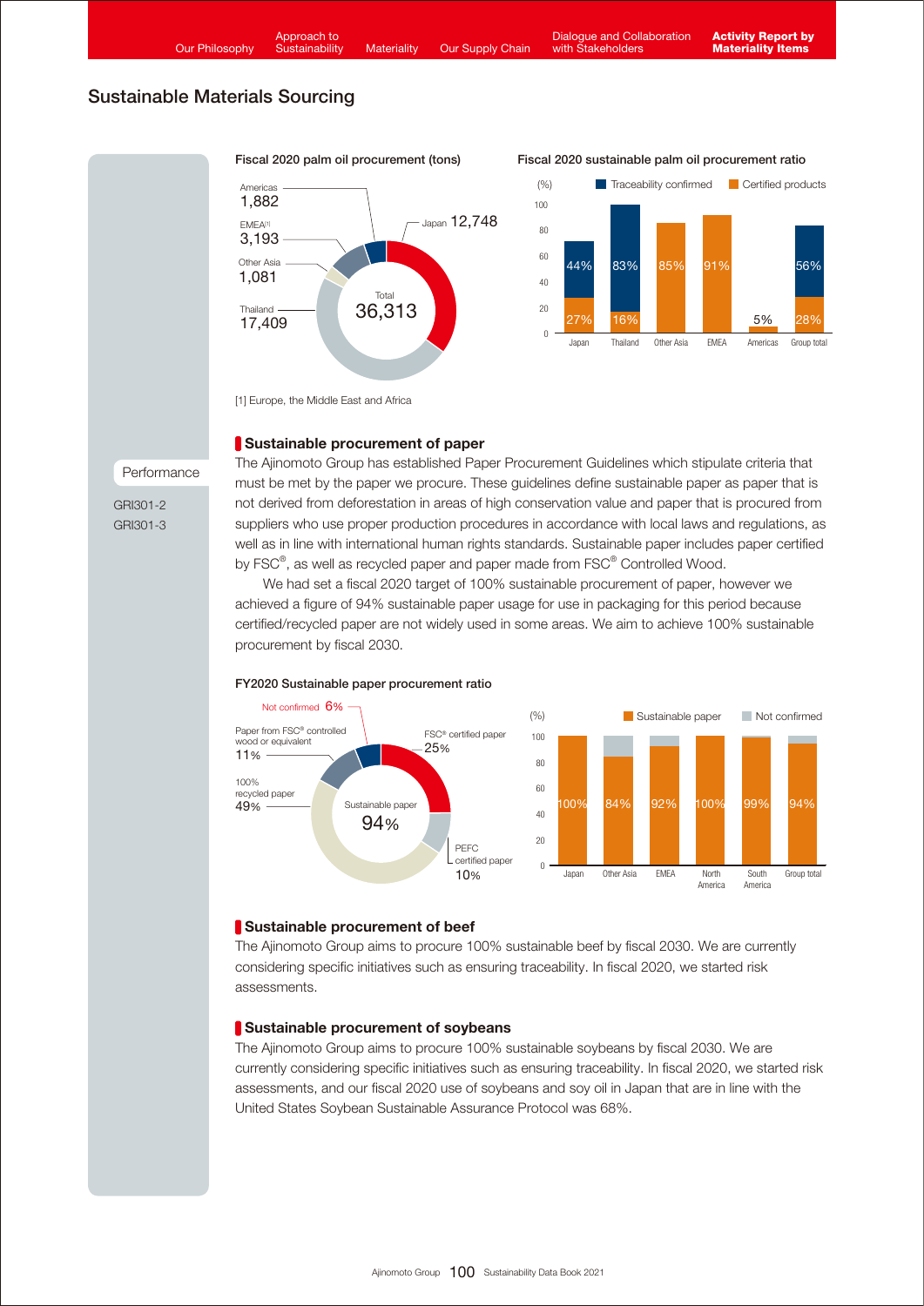# Sustainable Materials Sourcing

**Fiscal 2020 palm oil procurement (tons)**

| Region | Tons |
|---|---|
| Japan | 12,748 |
| Thailand | 17,409 |
| Other Asia | 1,081 |
| EMEA[1] | 3,193 |
| Americas | 1,882 |
| Total | 36,313 |

**Fiscal 2020 sustainable palm oil procurement ratio**

| (%) | Japan | Thailand | Other Asia | EMEA | Americas | Group total |
|---|---|---|---|---|---|---|
| Traceability confirmed | 44% | 83% | | | | 56% |
| Certified products | 27% | 16% | 85% | 91% | 5% | 28% |

[1] Europe, the Middle East and Africa

Performance

GRI301-2
GRI301-3

## Sustainable procurement of paper

The Ajinomoto Group has established Paper Procurement Guidelines which stipulate criteria that must be met by the paper we procure. These guidelines define sustainable paper as paper that is not derived from deforestation in areas of high conservation value and paper that is procured from suppliers who use proper production procedures in accordance with local laws and regulations, as well as in line with international human rights standards. Sustainable paper includes paper certified by FSC®, as well as recycled paper and paper made from FSC® Controlled Wood.

We had set a fiscal 2020 target of 100% sustainable procurement of paper, however we achieved a figure of 94% sustainable paper usage for use in packaging for this period because certified/recycled paper are not widely used in some areas. We aim to achieve 100% sustainable procurement by fiscal 2030.

**FY2020 Sustainable paper procurement ratio**

| Category | Share |
|---|---|
| FSC® certified paper | 25% |
| PEFC certified paper | 10% |
| 100% recycled paper | 49% |
| Paper from FSC® controlled wood or equivalent | 11% |
| Not confirmed | 6% |
| Sustainable paper | 94% |

| (%) | Japan | Other Asia | EMEA | North America | South America | Group total |
|---|---|---|---|---|---|---|
| Sustainable paper | 100% | 84% | 92% | 100% | 99% | 94% |

## Sustainable procurement of beef

The Ajinomoto Group aims to procure 100% sustainable beef by fiscal 2030. We are currently considering specific initiatives such as ensuring traceability. In fiscal 2020, we started risk assessments.

## Sustainable procurement of soybeans

The Ajinomoto Group aims to procure 100% sustainable soybeans by fiscal 2030. We are currently considering specific initiatives such as ensuring traceability. In fiscal 2020, we started risk assessments, and our fiscal 2020 use of soybeans and soy oil in Japan that are in line with the United States Soybean Sustainable Assurance Protocol was 68%.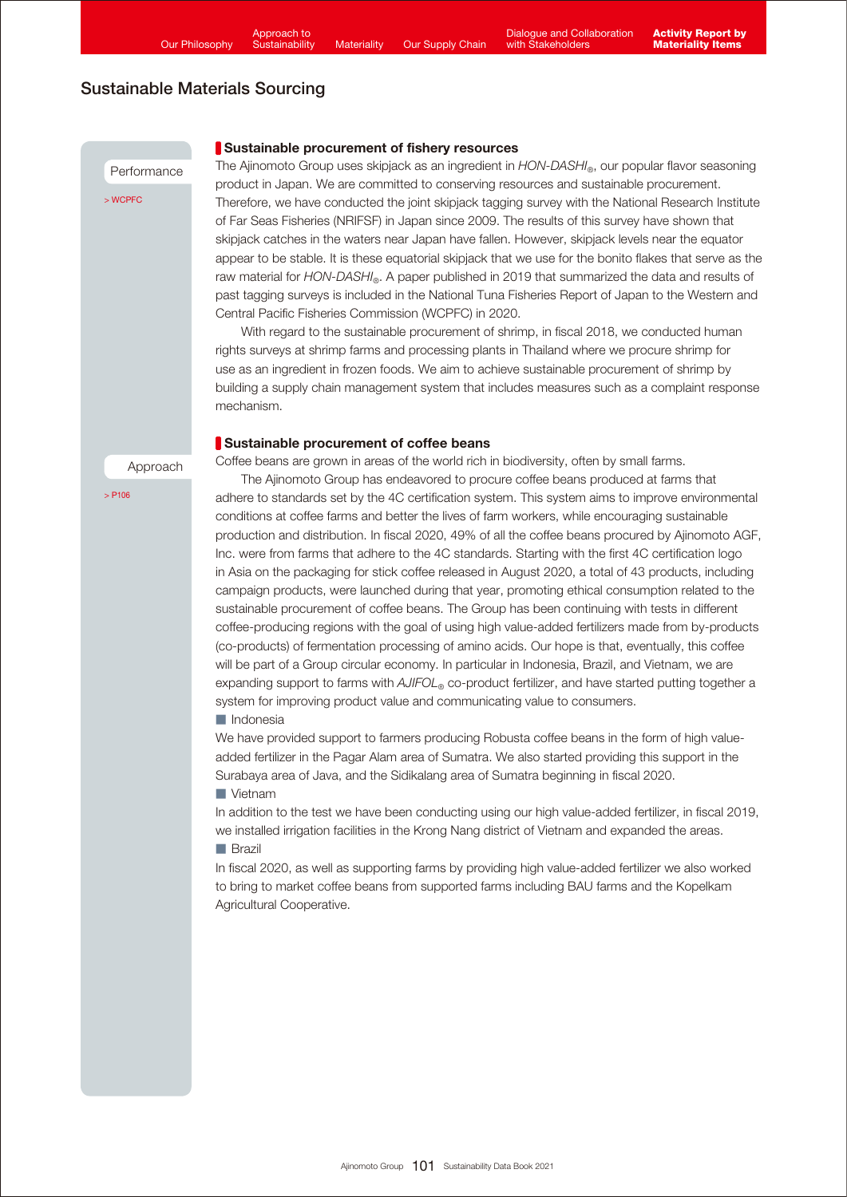## Sustainable Materials Sourcing

Performance

> WCPFC

### Sustainable procurement of fishery resources

The Ajinomoto Group uses skipjack as an ingredient in *HON-DASHI®*, our popular flavor seasoning product in Japan. We are committed to conserving resources and sustainable procurement. Therefore, we have conducted the joint skipjack tagging survey with the National Research Institute of Far Seas Fisheries (NRIFSF) in Japan since 2009. The results of this survey have shown that skipjack catches in the waters near Japan have fallen. However, skipjack levels near the equator appear to be stable. It is these equatorial skipjack that we use for the bonito flakes that serve as the raw material for *HON-DASHI®*. A paper published in 2019 that summarized the data and results of past tagging surveys is included in the National Tuna Fisheries Report of Japan to the Western and Central Pacific Fisheries Commission (WCPFC) in 2020.

With regard to the sustainable procurement of shrimp, in fiscal 2018, we conducted human rights surveys at shrimp farms and processing plants in Thailand where we procure shrimp for use as an ingredient in frozen foods. We aim to achieve sustainable procurement of shrimp by building a supply chain management system that includes measures such as a complaint response mechanism.

Approach

> P106

### Sustainable procurement of coffee beans

Coffee beans are grown in areas of the world rich in biodiversity, often by small farms.

The Ajinomoto Group has endeavored to procure coffee beans produced at farms that adhere to standards set by the 4C certification system. This system aims to improve environmental conditions at coffee farms and better the lives of farm workers, while encouraging sustainable production and distribution. In fiscal 2020, 49% of all the coffee beans procured by Ajinomoto AGF, Inc. were from farms that adhere to the 4C standards. Starting with the first 4C certification logo in Asia on the packaging for stick coffee released in August 2020, a total of 43 products, including campaign products, were launched during that year, promoting ethical consumption related to the sustainable procurement of coffee beans. The Group has been continuing with tests in different coffee-producing regions with the goal of using high value-added fertilizers made from by-products (co-products) of fermentation processing of amino acids. Our hope is that, eventually, this coffee will be part of a Group circular economy. In particular in Indonesia, Brazil, and Vietnam, we are expanding support to farms with *AJIFOL®* co-product fertilizer, and have started putting together a system for improving product value and communicating value to consumers.

■ Indonesia

We have provided support to farmers producing Robusta coffee beans in the form of high value-added fertilizer in the Pagar Alam area of Sumatra. We also started providing this support in the Surabaya area of Java, and the Sidikalang area of Sumatra beginning in fiscal 2020.

■ Vietnam

In addition to the test we have been conducting using our high value-added fertilizer, in fiscal 2019, we installed irrigation facilities in the Krong Nang district of Vietnam and expanded the areas.

■ Brazil

In fiscal 2020, as well as supporting farms by providing high value-added fertilizer we also worked to bring to market coffee beans from supported farms including BAU farms and the Kopelkam Agricultural Cooperative.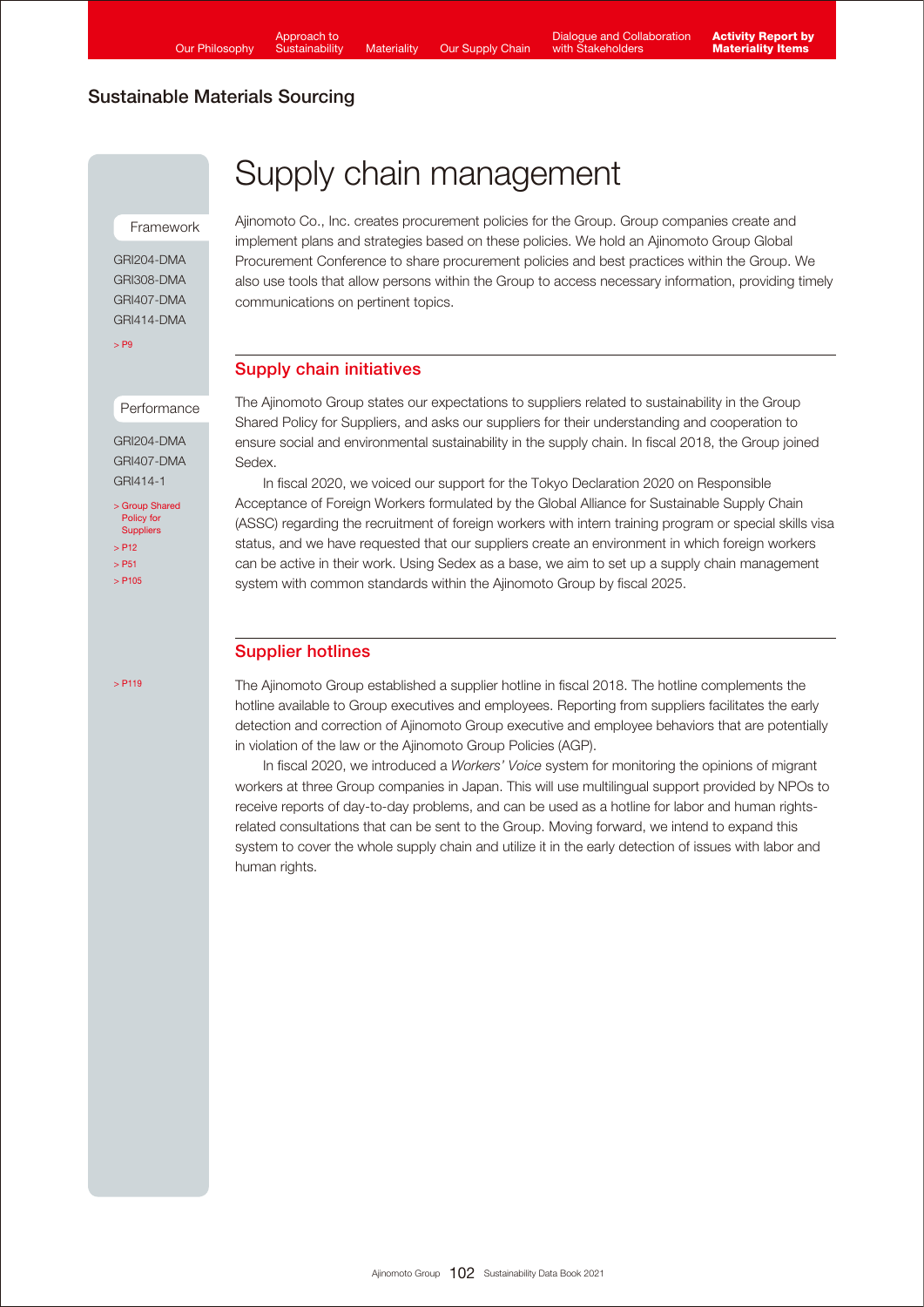## Sustainable Materials Sourcing

# Supply chain management

Framework

GRI204-DMA
GRI308-DMA
GRI407-DMA
GRI414-DMA

> P9

Ajinomoto Co., Inc. creates procurement policies for the Group. Group companies create and implement plans and strategies based on these policies. We hold an Ajinomoto Group Global Procurement Conference to share procurement policies and best practices within the Group. We also use tools that allow persons within the Group to access necessary information, providing timely communications on pertinent topics.

## Supply chain initiatives

Performance

GRI204-DMA
GRI407-DMA
GRI414-1

> Group Shared Policy for Suppliers
> P12
> P51
> P105

The Ajinomoto Group states our expectations to suppliers related to sustainability in the Group Shared Policy for Suppliers, and asks our suppliers for their understanding and cooperation to ensure social and environmental sustainability in the supply chain. In fiscal 2018, the Group joined Sedex.

In fiscal 2020, we voiced our support for the Tokyo Declaration 2020 on Responsible Acceptance of Foreign Workers formulated by the Global Alliance for Sustainable Supply Chain (ASSC) regarding the recruitment of foreign workers with intern training program or special skills visa status, and we have requested that our suppliers create an environment in which foreign workers can be active in their work. Using Sedex as a base, we aim to set up a supply chain management system with common standards within the Ajinomoto Group by fiscal 2025.

## Supplier hotlines

> P119

The Ajinomoto Group established a supplier hotline in fiscal 2018. The hotline complements the hotline available to Group executives and employees. Reporting from suppliers facilitates the early detection and correction of Ajinomoto Group executive and employee behaviors that are potentially in violation of the law or the Ajinomoto Group Policies (AGP).

In fiscal 2020, we introduced a *Workers' Voice* system for monitoring the opinions of migrant workers at three Group companies in Japan. This will use multilingual support provided by NPOs to receive reports of day-to-day problems, and can be used as a hotline for labor and human rights-related consultations that can be sent to the Group. Moving forward, we intend to expand this system to cover the whole supply chain and utilize it in the early detection of issues with labor and human rights.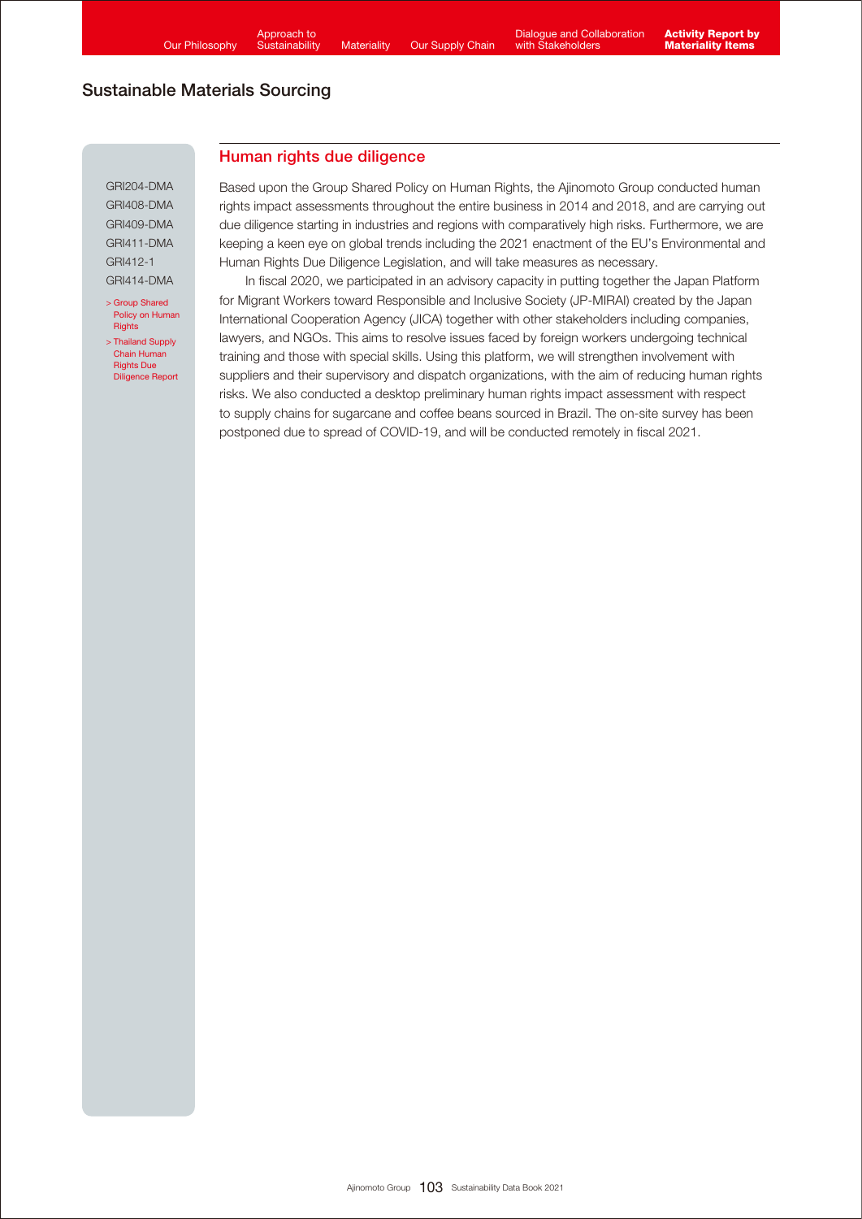## Sustainable Materials Sourcing

GRI204-DMA
GRI408-DMA
GRI409-DMA
GRI411-DMA
GRI412-1
GRI414-DMA

> Group Shared Policy on Human Rights

> Thailand Supply Chain Human Rights Due Diligence Report

### Human rights due diligence

Based upon the Group Shared Policy on Human Rights, the Ajinomoto Group conducted human rights impact assessments throughout the entire business in 2014 and 2018, and are carrying out due diligence starting in industries and regions with comparatively high risks. Furthermore, we are keeping a keen eye on global trends including the 2021 enactment of the EU's Environmental and Human Rights Due Diligence Legislation, and will take measures as necessary.

In fiscal 2020, we participated in an advisory capacity in putting together the Japan Platform for Migrant Workers toward Responsible and Inclusive Society (JP-MIRAI) created by the Japan International Cooperation Agency (JICA) together with other stakeholders including companies, lawyers, and NGOs. This aims to resolve issues faced by foreign workers undergoing technical training and those with special skills. Using this platform, we will strengthen involvement with suppliers and their supervisory and dispatch organizations, with the aim of reducing human rights risks. We also conducted a desktop preliminary human rights impact assessment with respect to supply chains for sugarcane and coffee beans sourced in Brazil. The on-site survey has been postponed due to spread of COVID-19, and will be conducted remotely in fiscal 2021.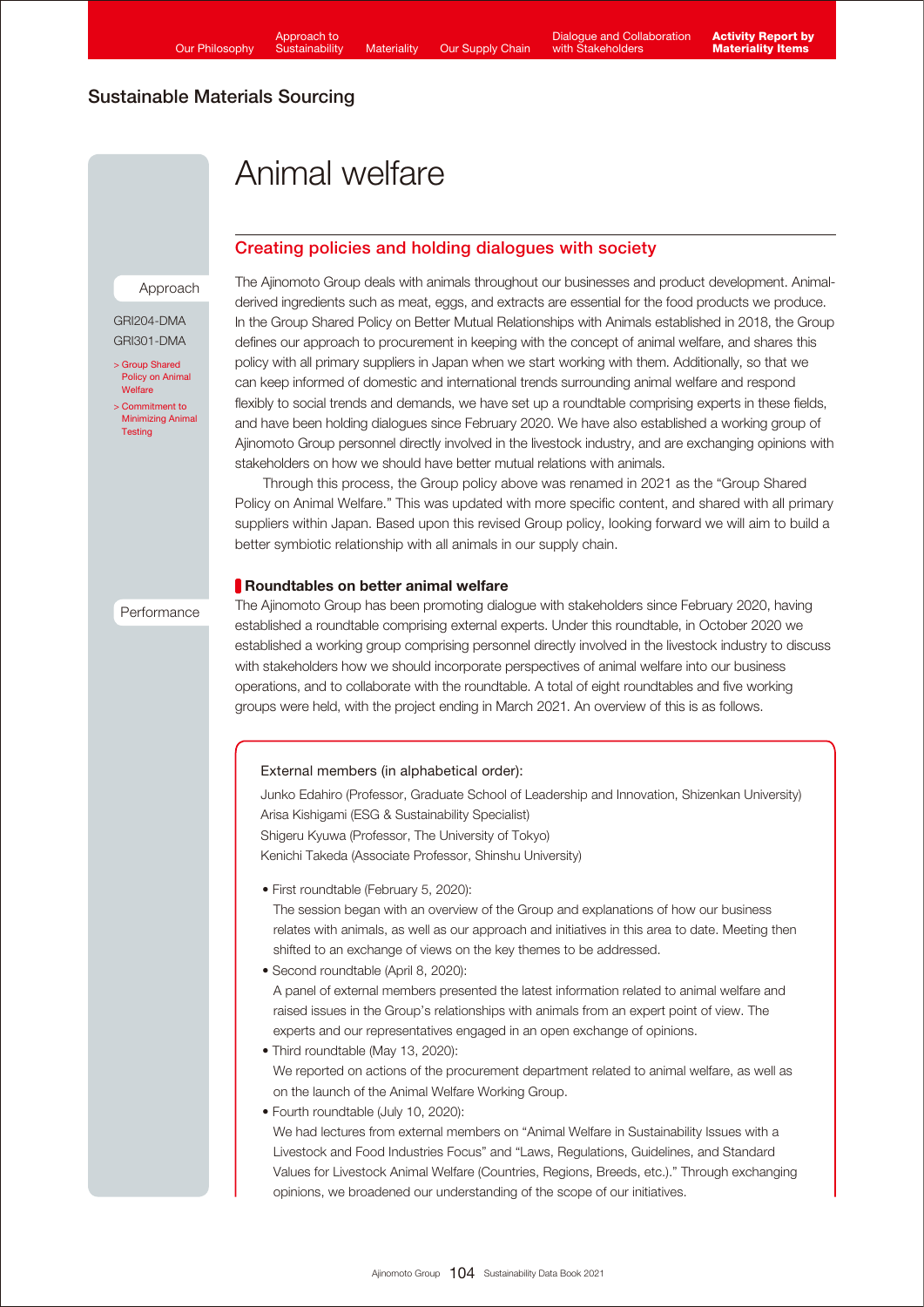## Sustainable Materials Sourcing

# Animal welfare

## Creating policies and holding dialogues with society

Approach

GRI204-DMA
GRI301-DMA

> Group Shared Policy on Animal Welfare
> Commitment to Minimizing Animal Testing

The Ajinomoto Group deals with animals throughout our businesses and product development. Animal-derived ingredients such as meat, eggs, and extracts are essential for the food products we produce. In the Group Shared Policy on Better Mutual Relationships with Animals established in 2018, the Group defines our approach to procurement in keeping with the concept of animal welfare, and shares this policy with all primary suppliers in Japan when we start working with them. Additionally, so that we can keep informed of domestic and international trends surrounding animal welfare and respond flexibly to social trends and demands, we have set up a roundtable comprising experts in these fields, and have been holding dialogues since February 2020. We have also established a working group of Ajinomoto Group personnel directly involved in the livestock industry, and are exchanging opinions with stakeholders on how we should have better mutual relations with animals.

Through this process, the Group policy above was renamed in 2021 as the "Group Shared Policy on Animal Welfare." This was updated with more specific content, and shared with all primary suppliers within Japan. Based upon this revised Group policy, looking forward we will aim to build a better symbiotic relationship with all animals in our supply chain.

Performance

### Roundtables on better animal welfare

The Ajinomoto Group has been promoting dialogue with stakeholders since February 2020, having established a roundtable comprising external experts. Under this roundtable, in October 2020 we established a working group comprising personnel directly involved in the livestock industry to discuss with stakeholders how we should incorporate perspectives of animal welfare into our business operations, and to collaborate with the roundtable. A total of eight roundtables and five working groups were held, with the project ending in March 2021. An overview of this is as follows.

External members (in alphabetical order):

Junko Edahiro (Professor, Graduate School of Leadership and Innovation, Shizenkan University)
Arisa Kishigami (ESG & Sustainability Specialist)
Shigeru Kyuwa (Professor, The University of Tokyo)
Kenichi Takeda (Associate Professor, Shinshu University)

- First roundtable (February 5, 2020):
  The session began with an overview of the Group and explanations of how our business relates with animals, as well as our approach and initiatives in this area to date. Meeting then shifted to an exchange of views on the key themes to be addressed.
- Second roundtable (April 8, 2020):
  A panel of external members presented the latest information related to animal welfare and raised issues in the Group's relationships with animals from an expert point of view. The experts and our representatives engaged in an open exchange of opinions.
- Third roundtable (May 13, 2020):
  We reported on actions of the procurement department related to animal welfare, as well as on the launch of the Animal Welfare Working Group.
- Fourth roundtable (July 10, 2020):
  We had lectures from external members on "Animal Welfare in Sustainability Issues with a Livestock and Food Industries Focus" and "Laws, Regulations, Guidelines, and Standard Values for Livestock Animal Welfare (Countries, Regions, Breeds, etc.)." Through exchanging opinions, we broadened our understanding of the scope of our initiatives.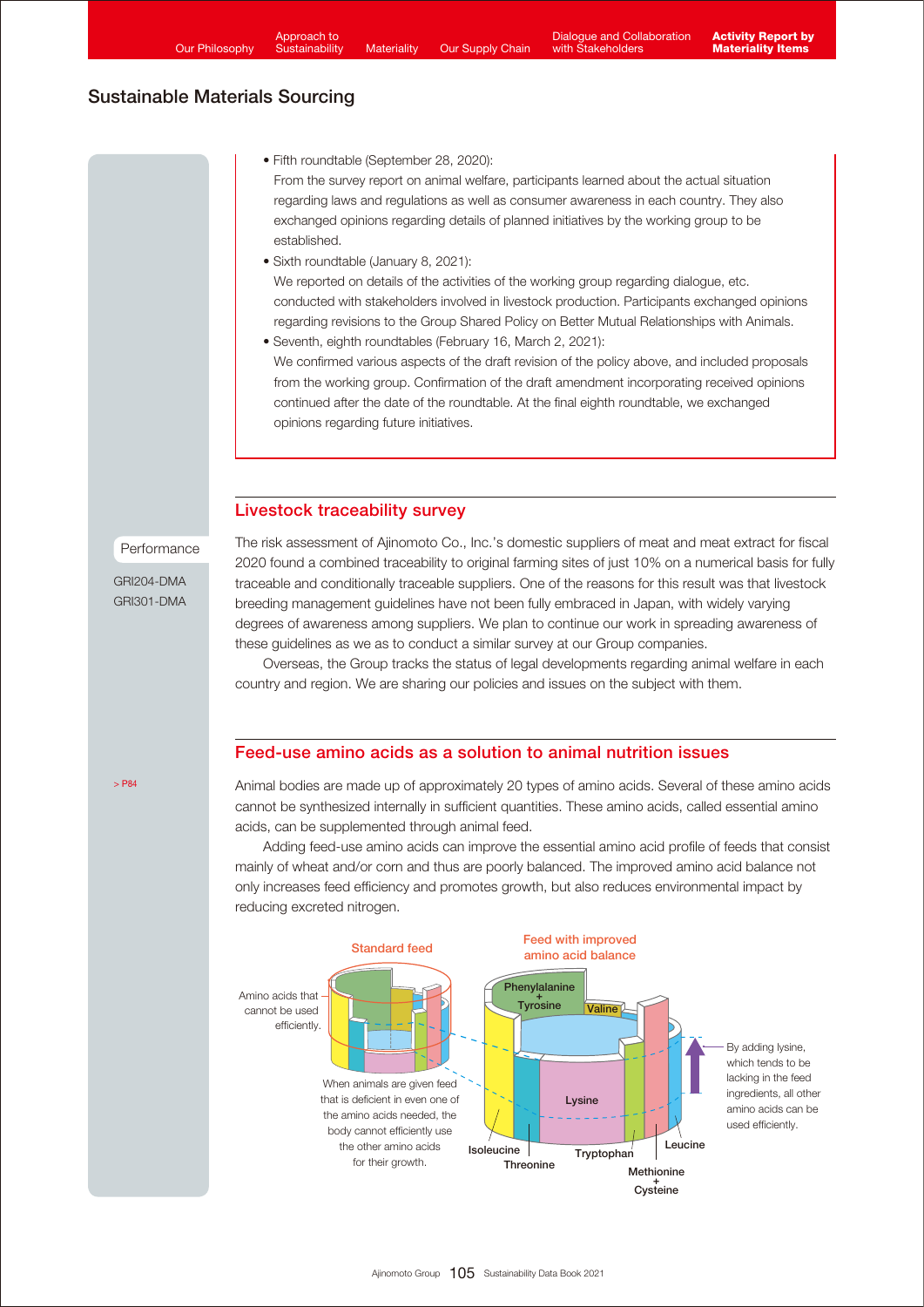## Sustainable Materials Sourcing

- Fifth roundtable (September 28, 2020):
  From the survey report on animal welfare, participants learned about the actual situation regarding laws and regulations as well as consumer awareness in each country. They also exchanged opinions regarding details of planned initiatives by the working group to be established.
- Sixth roundtable (January 8, 2021):
  We reported on details of the activities of the working group regarding dialogue, etc. conducted with stakeholders involved in livestock production. Participants exchanged opinions regarding revisions to the Group Shared Policy on Better Mutual Relationships with Animals.
- Seventh, eighth roundtables (February 16, March 2, 2021):
  We confirmed various aspects of the draft revision of the policy above, and included proposals from the working group. Confirmation of the draft amendment incorporating received opinions continued after the date of the roundtable. At the final eighth roundtable, we exchanged opinions regarding future initiatives.

### Livestock traceability survey

Performance

GRI204-DMA
GRI301-DMA

The risk assessment of Ajinomoto Co., Inc.'s domestic suppliers of meat and meat extract for fiscal 2020 found a combined traceability to original farming sites of just 10% on a numerical basis for fully traceable and conditionally traceable suppliers. One of the reasons for this result was that livestock breeding management guidelines have not been fully embraced in Japan, with widely varying degrees of awareness among suppliers. We plan to continue our work in spreading awareness of these guidelines as we as to conduct a similar survey at our Group companies.

Overseas, the Group tracks the status of legal developments regarding animal welfare in each country and region. We are sharing our policies and issues on the subject with them.

### Feed-use amino acids as a solution to animal nutrition issues

> P84

Animal bodies are made up of approximately 20 types of amino acids. Several of these amino acids cannot be synthesized internally in sufficient quantities. These amino acids, called essential amino acids, can be supplemented through animal feed.

Adding feed-use amino acids can improve the essential amino acid profile of feeds that consist mainly of wheat and/or corn and thus are poorly balanced. The improved amino acid balance not only increases feed efficiency and promotes growth, but also reduces environmental impact by reducing excreted nitrogen.

Standard feed — Amino acids that cannot be used efficiently. When animals are given feed that is deficient in even one of the amino acids needed, the body cannot efficiently use the other amino acids for their growth.

Feed with improved amino acid balance — Phenylalanine + Tyrosine, Valine, Lysine, Isoleucine, Threonine, Tryptophan, Methionine + Cysteine, Leucine. By adding lysine, which tends to be lacking in the feed ingredients, all other amino acids can be used efficiently.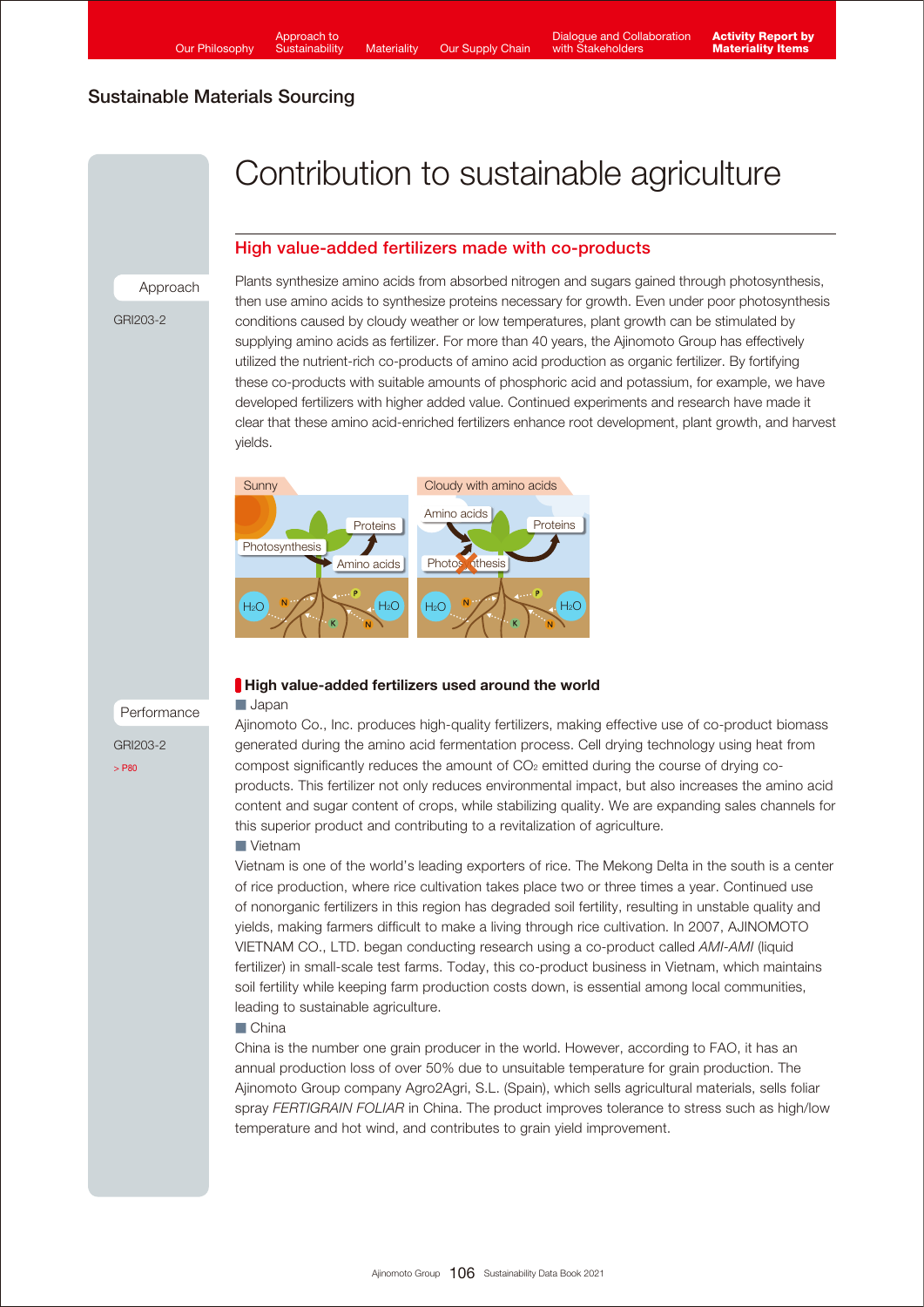## Sustainable Materials Sourcing

# Contribution to sustainable agriculture

## High value-added fertilizers made with co-products

Approach

GRI203-2

Plants synthesize amino acids from absorbed nitrogen and sugars gained through photosynthesis, then use amino acids to synthesize proteins necessary for growth. Even under poor photosynthesis conditions caused by cloudy weather or low temperatures, plant growth can be stimulated by supplying amino acids as fertilizer. For more than 40 years, the Ajinomoto Group has effectively utilized the nutrient-rich co-products of amino acid production as organic fertilizer. By fortifying these co-products with suitable amounts of phosphoric acid and potassium, for example, we have developed fertilizers with higher added value. Continued experiments and research have made it clear that these amino acid-enriched fertilizers enhance root development, plant growth, and harvest yields.

### High value-added fertilizers used around the world

Performance

GRI203-2

> P80

■ Japan

Ajinomoto Co., Inc. produces high-quality fertilizers, making effective use of co-product biomass generated during the amino acid fermentation process. Cell drying technology using heat from compost significantly reduces the amount of $CO_2$ emitted during the course of drying co-products. This fertilizer not only reduces environmental impact, but also increases the amino acid content and sugar content of crops, while stabilizing quality. We are expanding sales channels for this superior product and contributing to a revitalization of agriculture.

■ Vietnam

Vietnam is one of the world's leading exporters of rice. The Mekong Delta in the south is a center of rice production, where rice cultivation takes place two or three times a year. Continued use of nonorganic fertilizers in this region has degraded soil fertility, resulting in unstable quality and yields, making farmers difficult to make a living through rice cultivation. In 2007, AJINOMOTO VIETNAM CO., LTD. began conducting research using a co-product called *AMI-AMI* (liquid fertilizer) in small-scale test farms. Today, this co-product business in Vietnam, which maintains soil fertility while keeping farm production costs down, is essential among local communities, leading to sustainable agriculture.

■ China

China is the number one grain producer in the world. However, according to FAO, it has an annual production loss of over 50% due to unsuitable temperature for grain production. The Ajinomoto Group company Agro2Agri, S.L. (Spain), which sells agricultural materials, sells foliar spray *FERTIGRAIN FOLIAR* in China. The product improves tolerance to stress such as high/low temperature and hot wind, and contributes to grain yield improvement.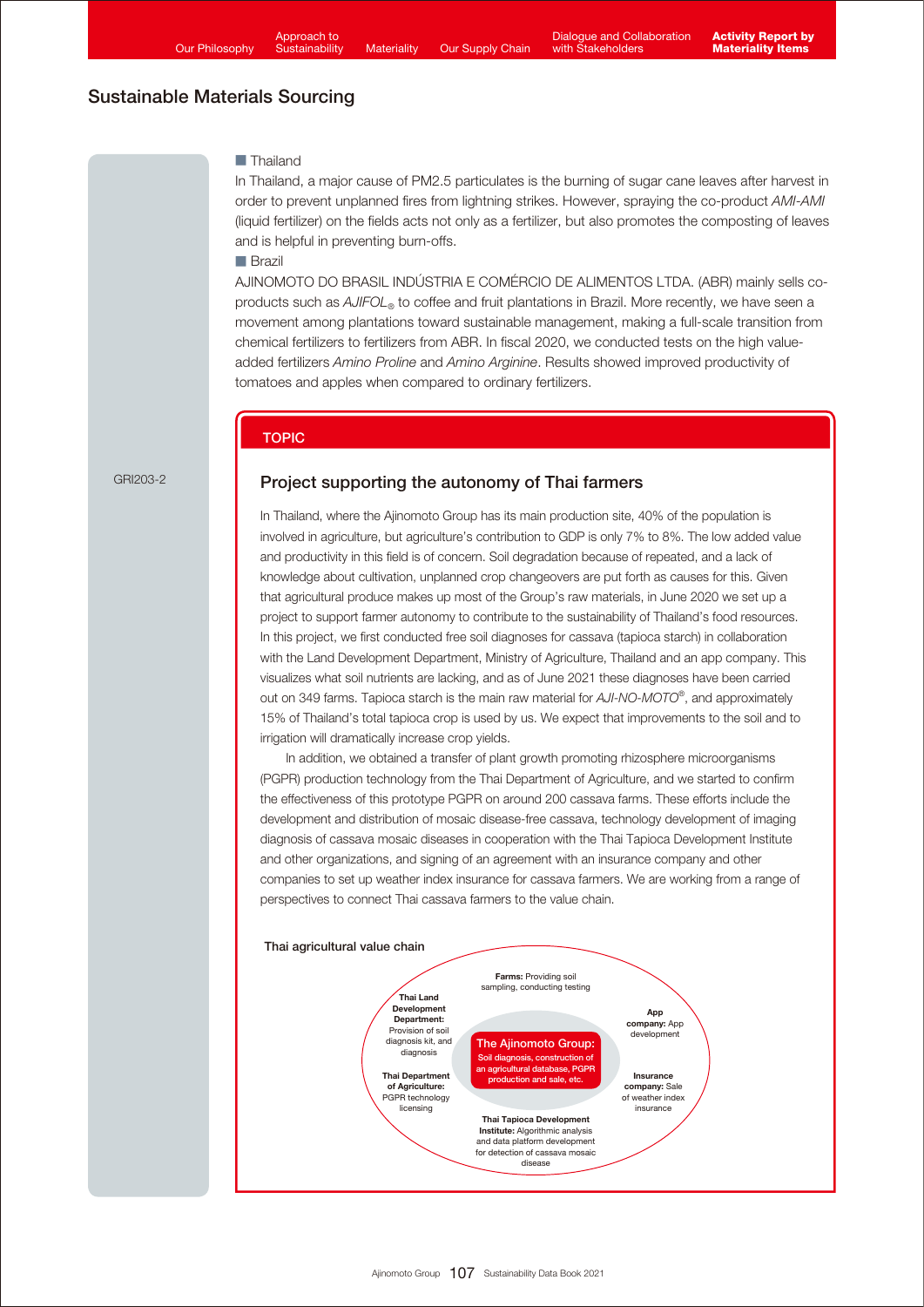## Sustainable Materials Sourcing

■ Thailand

In Thailand, a major cause of PM2.5 particulates is the burning of sugar cane leaves after harvest in order to prevent unplanned fires from lightning strikes. However, spraying the co-product *AMI-AMI* (liquid fertilizer) on the fields acts not only as a fertilizer, but also promotes the composting of leaves and is helpful in preventing burn-offs.

■ Brazil

AJINOMOTO DO BRASIL INDÚSTRIA E COMÉRCIO DE ALIMENTOS LTDA. (ABR) mainly sells co-products such as *AJIFOL*® to coffee and fruit plantations in Brazil. More recently, we have seen a movement among plantations toward sustainable management, making a full-scale transition from chemical fertilizers to fertilizers from ABR. In fiscal 2020, we conducted tests on the high value-added fertilizers *Amino Proline* and *Amino Arginine*. Results showed improved productivity of tomatoes and apples when compared to ordinary fertilizers.

**TOPIC**

GRI203-2

### Project supporting the autonomy of Thai farmers

In Thailand, where the Ajinomoto Group has its main production site, 40% of the population is involved in agriculture, but agriculture's contribution to GDP is only 7% to 8%. The low added value and productivity in this field is of concern. Soil degradation because of repeated, and a lack of knowledge about cultivation, unplanned crop changeovers are put forth as causes for this. Given that agricultural produce makes up most of the Group's raw materials, in June 2020 we set up a project to support farmer autonomy to contribute to the sustainability of Thailand's food resources. In this project, we first conducted free soil diagnoses for cassava (tapioca starch) in collaboration with the Land Development Department, Ministry of Agriculture, Thailand and an app company. This visualizes what soil nutrients are lacking, and as of June 2021 these diagnoses have been carried out on 349 farms. Tapioca starch is the main raw material for *AJI-NO-MOTO*®, and approximately 15% of Thailand's total tapioca crop is used by us. We expect that improvements to the soil and to irrigation will dramatically increase crop yields.

In addition, we obtained a transfer of plant growth promoting rhizosphere microorganisms (PGPR) production technology from the Thai Department of Agriculture, and we started to confirm the effectiveness of this prototype PGPR on around 200 cassava farms. These efforts include the development and distribution of mosaic disease-free cassava, technology development of imaging diagnosis of cassava mosaic diseases in cooperation with the Thai Tapioca Development Institute and other organizations, and signing of an agreement with an insurance company and other companies to set up weather index insurance for cassava farmers. We are working from a range of perspectives to connect Thai cassava farmers to the value chain.

**Thai agricultural value chain**

**Farms:** Providing soil sampling, conducting testing

**Thai Land Development Department:** Provision of soil diagnosis kit, and diagnosis

**App company:** App development

**The Ajinomoto Group:** Soil diagnosis, construction of an agricultural database, PGPR production and sale, etc.

**Thai Department of Agriculture:** PGPR technology licensing

**Insurance company:** Sale of weather index insurance

**Thai Tapioca Development Institute:** Algorithmic analysis and data platform development for detection of cassava mosaic disease